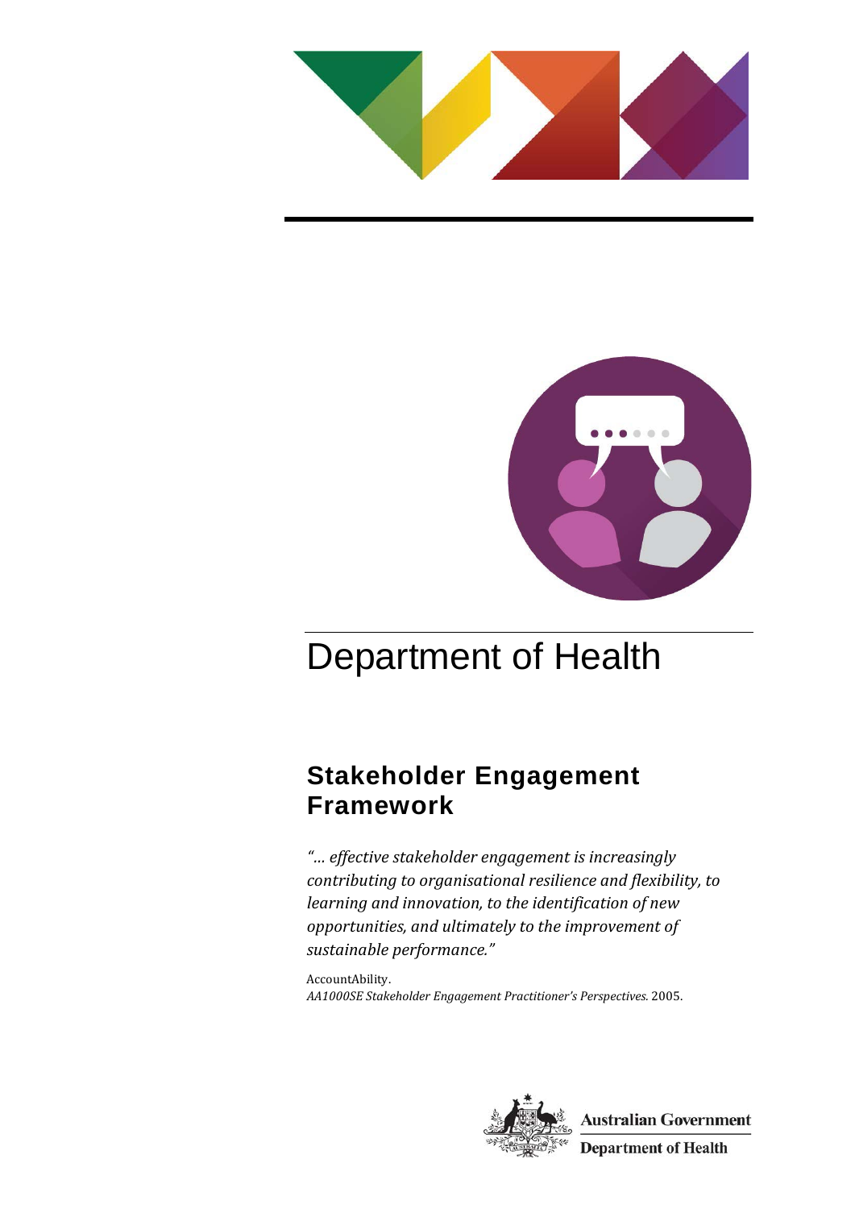# Department of Health

## Stakeholder Engagement Framework

*"… effective stakeholder engagement is increasingly contributing to organisational resilience and flexibility, to learning and innovation, to the identification of new opportunities, and ultimately to the improvement of sustainable performance."*

AccountAbility.
*AA1000SE Stakeholder Engagement Practitioner's Perspectives.* 2005.

Australian Government
Department of Health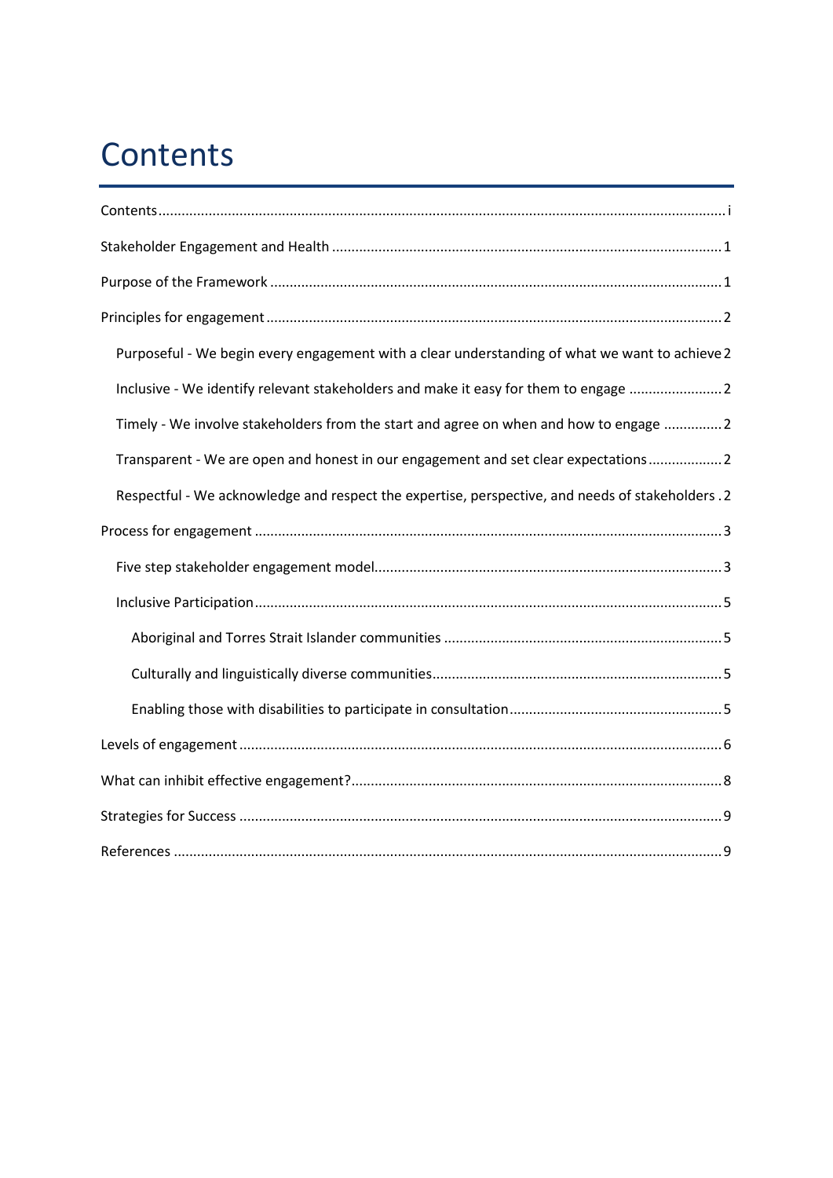# Contents

Contents ..... i

Stakeholder Engagement and Health ..... 1

Purpose of the Framework ..... 1

Principles for engagement ..... 2

- Purposeful - We begin every engagement with a clear understanding of what we want to achieve ..... 2
- Inclusive - We identify relevant stakeholders and make it easy for them to engage ..... 2
- Timely - We involve stakeholders from the start and agree on when and how to engage ..... 2
- Transparent - We are open and honest in our engagement and set clear expectations ..... 2
- Respectful - We acknowledge and respect the expertise, perspective, and needs of stakeholders ..... 2

Process for engagement ..... 3

- Five step stakeholder engagement model ..... 3
- Inclusive Participation ..... 5
  - Aboriginal and Torres Strait Islander communities ..... 5
  - Culturally and linguistically diverse communities ..... 5
  - Enabling those with disabilities to participate in consultation ..... 5

Levels of engagement ..... 6

What can inhibit effective engagement? ..... 8

Strategies for Success ..... 9

References ..... 9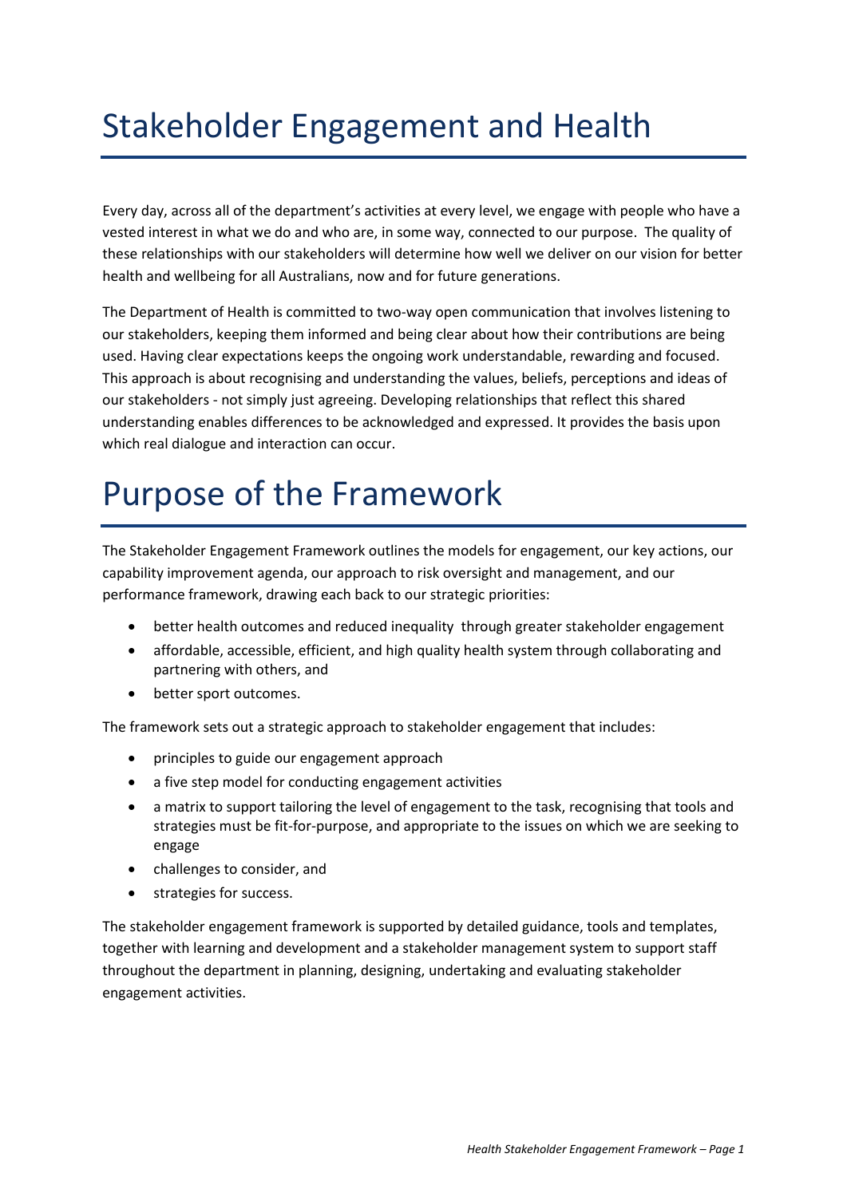# Stakeholder Engagement and Health

Every day, across all of the department's activities at every level, we engage with people who have a vested interest in what we do and who are, in some way, connected to our purpose. The quality of these relationships with our stakeholders will determine how well we deliver on our vision for better health and wellbeing for all Australians, now and for future generations.

The Department of Health is committed to two-way open communication that involves listening to our stakeholders, keeping them informed and being clear about how their contributions are being used. Having clear expectations keeps the ongoing work understandable, rewarding and focused. This approach is about recognising and understanding the values, beliefs, perceptions and ideas of our stakeholders - not simply just agreeing. Developing relationships that reflect this shared understanding enables differences to be acknowledged and expressed. It provides the basis upon which real dialogue and interaction can occur.

# Purpose of the Framework

The Stakeholder Engagement Framework outlines the models for engagement, our key actions, our capability improvement agenda, our approach to risk oversight and management, and our performance framework, drawing each back to our strategic priorities:

- better health outcomes and reduced inequality through greater stakeholder engagement
- affordable, accessible, efficient, and high quality health system through collaborating and partnering with others, and
- better sport outcomes.

The framework sets out a strategic approach to stakeholder engagement that includes:

- principles to guide our engagement approach
- a five step model for conducting engagement activities
- a matrix to support tailoring the level of engagement to the task, recognising that tools and strategies must be fit-for-purpose, and appropriate to the issues on which we are seeking to engage
- challenges to consider, and
- strategies for success.

The stakeholder engagement framework is supported by detailed guidance, tools and templates, together with learning and development and a stakeholder management system to support staff throughout the department in planning, designing, undertaking and evaluating stakeholder engagement activities.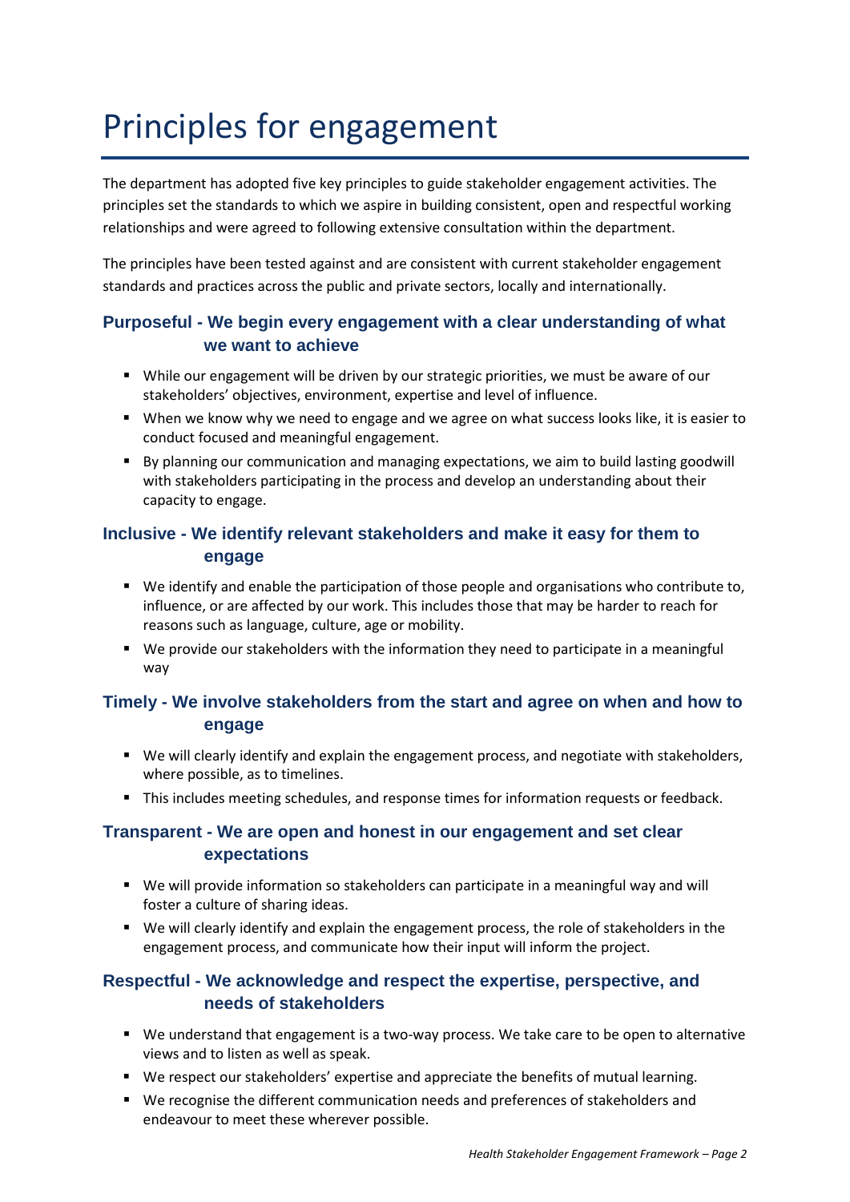# Principles for engagement

The department has adopted five key principles to guide stakeholder engagement activities. The principles set the standards to which we aspire in building consistent, open and respectful working relationships and were agreed to following extensive consultation within the department.

The principles have been tested against and are consistent with current stakeholder engagement standards and practices across the public and private sectors, locally and internationally.

### Purposeful - We begin every engagement with a clear understanding of what we want to achieve

- While our engagement will be driven by our strategic priorities, we must be aware of our stakeholders' objectives, environment, expertise and level of influence.
- When we know why we need to engage and we agree on what success looks like, it is easier to conduct focused and meaningful engagement.
- By planning our communication and managing expectations, we aim to build lasting goodwill with stakeholders participating in the process and develop an understanding about their capacity to engage.

### Inclusive - We identify relevant stakeholders and make it easy for them to engage

- We identify and enable the participation of those people and organisations who contribute to, influence, or are affected by our work. This includes those that may be harder to reach for reasons such as language, culture, age or mobility.
- We provide our stakeholders with the information they need to participate in a meaningful way

### Timely - We involve stakeholders from the start and agree on when and how to engage

- We will clearly identify and explain the engagement process, and negotiate with stakeholders, where possible, as to timelines.
- This includes meeting schedules, and response times for information requests or feedback.

### Transparent - We are open and honest in our engagement and set clear expectations

- We will provide information so stakeholders can participate in a meaningful way and will foster a culture of sharing ideas.
- We will clearly identify and explain the engagement process, the role of stakeholders in the engagement process, and communicate how their input will inform the project.

### Respectful - We acknowledge and respect the expertise, perspective, and needs of stakeholders

- We understand that engagement is a two-way process. We take care to be open to alternative views and to listen as well as speak.
- We respect our stakeholders' expertise and appreciate the benefits of mutual learning.
- We recognise the different communication needs and preferences of stakeholders and endeavour to meet these wherever possible.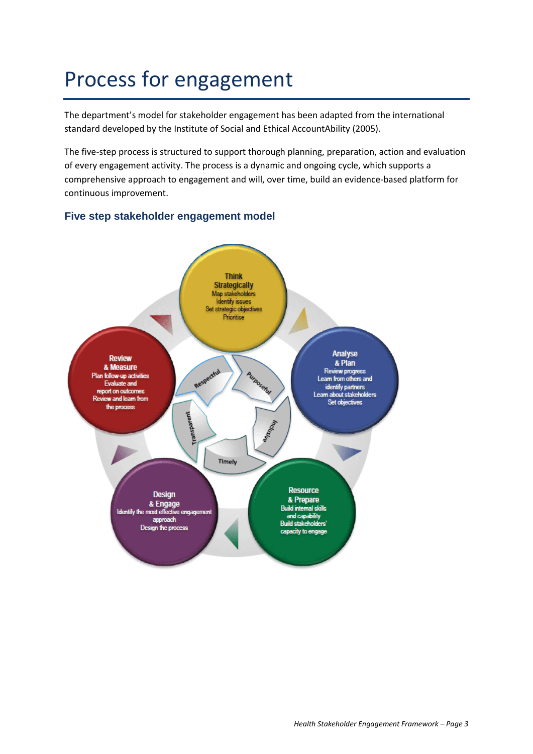# Process for engagement

The department's model for stakeholder engagement has been adapted from the international standard developed by the Institute of Social and Ethical AccountAbility (2005).

The five-step process is structured to support thorough planning, preparation, action and evaluation of every engagement activity. The process is a dynamic and ongoing cycle, which supports a comprehensive approach to engagement and will, over time, build an evidence-based platform for continuous improvement.

### Five step stakeholder engagement model

Think Strategically
Map stakeholders
Identify issues
Set strategic objectives
Prioritise

Analyse & Plan
Review progress
Learn from others and identify partners
Learn about stakeholders
Set objectives

Resource & Prepare
Build internal skills and capability
Build stakeholders' capacity to engage

Design & Engage
Identify the most effective engagement approach
Design the process

Review & Measure
Plan follow-up activities
Evaluate and report on outcomes
Review and learn from the process

Respectful
Purposeful
Inclusive
Timely
Transparent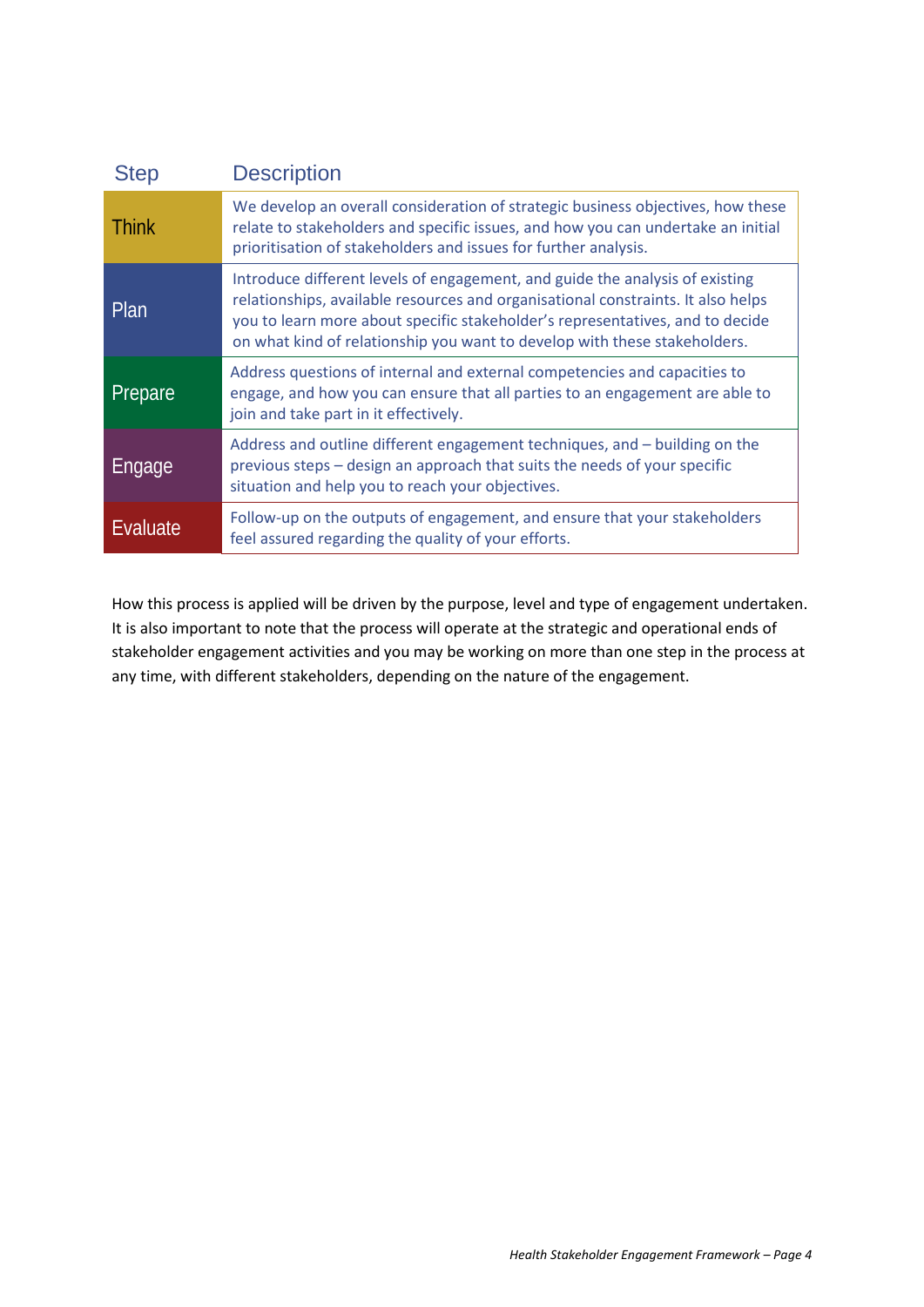| Step | Description |
|---|---|
| Think | We develop an overall consideration of strategic business objectives, how these relate to stakeholders and specific issues, and how you can undertake an initial prioritisation of stakeholders and issues for further analysis. |
| Plan | Introduce different levels of engagement, and guide the analysis of existing relationships, available resources and organisational constraints. It also helps you to learn more about specific stakeholder's representatives, and to decide on what kind of relationship you want to develop with these stakeholders. |
| Prepare | Address questions of internal and external competencies and capacities to engage, and how you can ensure that all parties to an engagement are able to join and take part in it effectively. |
| Engage | Address and outline different engagement techniques, and – building on the previous steps – design an approach that suits the needs of your specific situation and help you to reach your objectives. |
| Evaluate | Follow-up on the outputs of engagement, and ensure that your stakeholders feel assured regarding the quality of your efforts. |

How this process is applied will be driven by the purpose, level and type of engagement undertaken. It is also important to note that the process will operate at the strategic and operational ends of stakeholder engagement activities and you may be working on more than one step in the process at any time, with different stakeholders, depending on the nature of the engagement.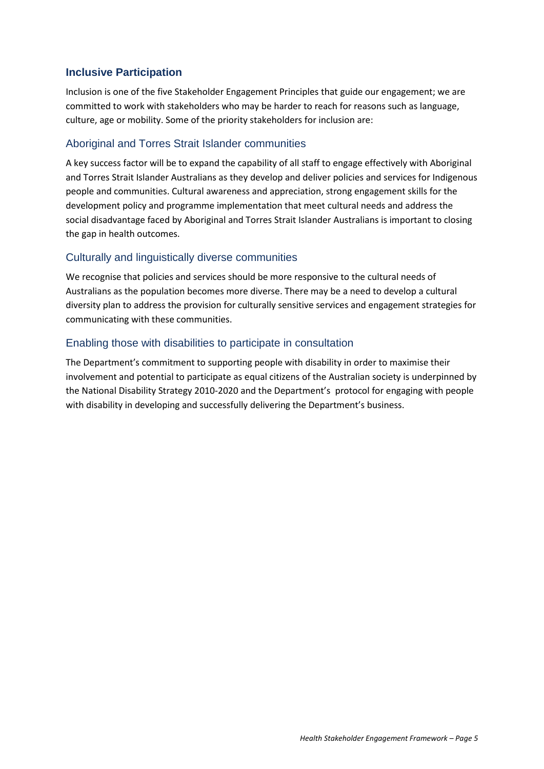## Inclusive Participation

Inclusion is one of the five Stakeholder Engagement Principles that guide our engagement; we are committed to work with stakeholders who may be harder to reach for reasons such as language, culture, age or mobility. Some of the priority stakeholders for inclusion are:

### Aboriginal and Torres Strait Islander communities

A key success factor will be to expand the capability of all staff to engage effectively with Aboriginal and Torres Strait Islander Australians as they develop and deliver policies and services for Indigenous people and communities. Cultural awareness and appreciation, strong engagement skills for the development policy and programme implementation that meet cultural needs and address the social disadvantage faced by Aboriginal and Torres Strait Islander Australians is important to closing the gap in health outcomes.

### Culturally and linguistically diverse communities

We recognise that policies and services should be more responsive to the cultural needs of Australians as the population becomes more diverse. There may be a need to develop a cultural diversity plan to address the provision for culturally sensitive services and engagement strategies for communicating with these communities.

### Enabling those with disabilities to participate in consultation

The Department's commitment to supporting people with disability in order to maximise their involvement and potential to participate as equal citizens of the Australian society is underpinned by the National Disability Strategy 2010-2020 and the Department's protocol for engaging with people with disability in developing and successfully delivering the Department's business.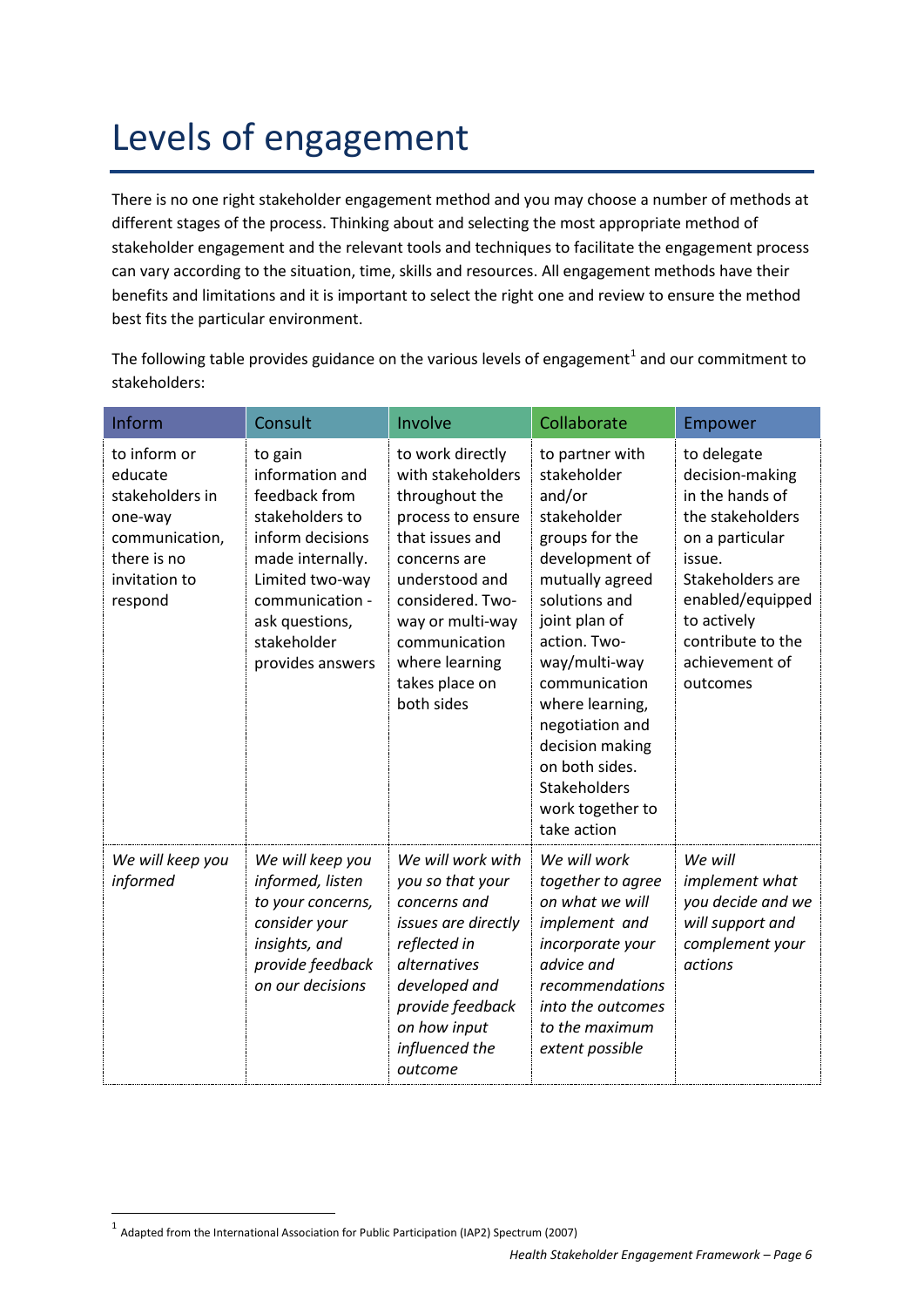# Levels of engagement

There is no one right stakeholder engagement method and you may choose a number of methods at different stages of the process. Thinking about and selecting the most appropriate method of stakeholder engagement and the relevant tools and techniques to facilitate the engagement process can vary according to the situation, time, skills and resources. All engagement methods have their benefits and limitations and it is important to select the right one and review to ensure the method best fits the particular environment.

The following table provides guidance on the various levels of engagement[1] and our commitment to stakeholders:

| Inform | Consult | Involve | Collaborate | Empower |
|---|---|---|---|---|
| to inform or educate stakeholders in one-way communication, there is no invitation to respond | to gain information and feedback from stakeholders to inform decisions made internally. Limited two-way communication - ask questions, stakeholder provides answers | to work directly with stakeholders throughout the process to ensure that issues and concerns are understood and considered. Two-way or multi-way communication where learning takes place on both sides | to partner with stakeholder and/or stakeholder groups for the development of mutually agreed solutions and joint plan of action. Two-way/multi-way communication where learning, negotiation and decision making on both sides. Stakeholders work together to take action | to delegate decision-making in the hands of the stakeholders on a particular issue. Stakeholders are enabled/equipped to actively contribute to the achievement of outcomes |
| *We will keep you informed* | *We will keep you informed, listen to your concerns, consider your insights, and provide feedback on our decisions* | *We will work with you so that your concerns and issues are directly reflected in alternatives developed and provide feedback on how input influenced the outcome* | *We will work together to agree on what we will implement and incorporate your advice and recommendations into the outcomes to the maximum extent possible* | *We will implement what you decide and we will support and complement your actions* |

[1] Adapted from the International Association for Public Participation (IAP2) Spectrum (2007)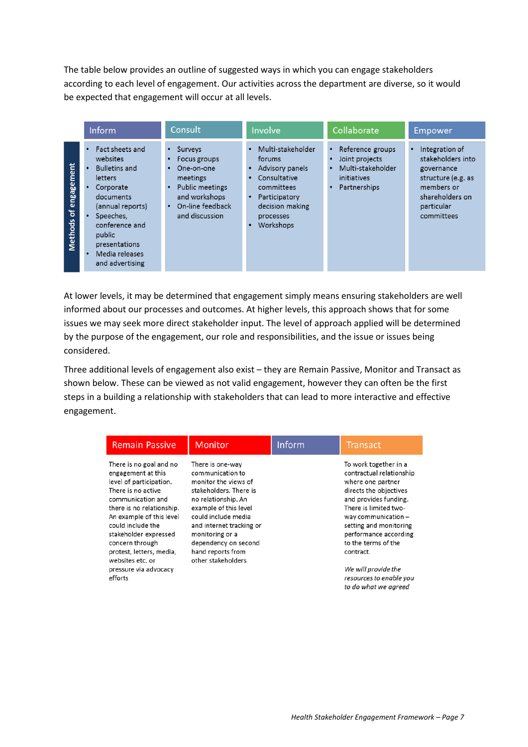The table below provides an outline of suggested ways in which you can engage stakeholders according to each level of engagement. Our activities across the department are diverse, so it would be expected that engagement will occur at all levels.

| | Inform | Consult | Involve | Collaborate | Empower |
|---|---|---|---|---|---|
| Methods of engagement | • Fact sheets and websites<br>• Bulletins and letters<br>• Corporate documents (annual reports)<br>• Speeches, conference and public presentations<br>• Media releases and advertising | • Surveys<br>• Focus groups<br>• One-on-one meetings<br>• Public meetings and workshops<br>• On-line feedback and discussion | • Multi-stakeholder forums<br>• Advisory panels<br>• Consultative committees<br>• Participatory decision making processes<br>• Workshops | • Reference groups<br>• Joint projects<br>• Multi-stakeholder initiatives<br>• Partnerships | • Integration of stakeholders into governance structure (e.g. as members or shareholders on particular committees |

At lower levels, it may be determined that engagement simply means ensuring stakeholders are well informed about our processes and outcomes. At higher levels, this approach shows that for some issues we may seek more direct stakeholder input. The level of approach applied will be determined by the purpose of the engagement, our role and responsibilities, and the issue or issues being considered.

Three additional levels of engagement also exist – they are Remain Passive, Monitor and Transact as shown below. These can be viewed as not valid engagement, however they can often be the first steps in a building a relationship with stakeholders that can lead to more interactive and effective engagement.

| Remain Passive | Monitor | Inform | Transact |
|---|---|---|---|
| There is no goal and no engagement at this level of participation. There is no active communication and there is no relationship. An example of this level could include the stakeholder expressed concern through protest, letters, media, websites etc. or pressure via advocacy efforts | There is one-way communication to monitor the views of stakeholders. There is no relationship. An example of this level could include media and internet tracking or monitoring or a dependency on second hand reports from other stakeholders | | To work together in a contractual relationship where one partner directs the objectives and provides funding. There is limited two-way communication – setting and monitoring performance according to the terms of the contract.<br><br>*We will provide the resources to enable you to do what we agreed* |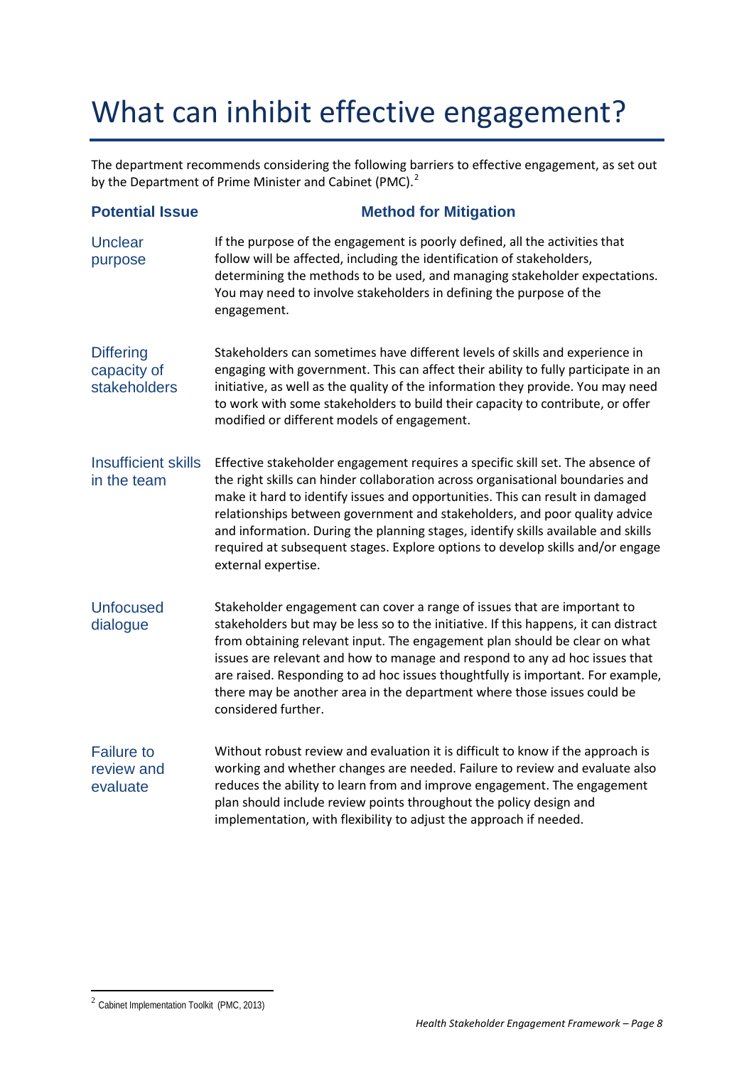# What can inhibit effective engagement?

The department recommends considering the following barriers to effective engagement, as set out by the Department of Prime Minister and Cabinet (PMC).[2]

| Potential Issue | Method for Mitigation |
| --- | --- |
| Unclear purpose | If the purpose of the engagement is poorly defined, all the activities that follow will be affected, including the identification of stakeholders, determining the methods to be used, and managing stakeholder expectations. You may need to involve stakeholders in defining the purpose of the engagement. |
| Differing capacity of stakeholders | Stakeholders can sometimes have different levels of skills and experience in engaging with government. This can affect their ability to fully participate in an initiative, as well as the quality of the information they provide. You may need to work with some stakeholders to build their capacity to contribute, or offer modified or different models of engagement. |
| Insufficient skills in the team | Effective stakeholder engagement requires a specific skill set. The absence of the right skills can hinder collaboration across organisational boundaries and make it hard to identify issues and opportunities. This can result in damaged relationships between government and stakeholders, and poor quality advice and information. During the planning stages, identify skills available and skills required at subsequent stages. Explore options to develop skills and/or engage external expertise. |
| Unfocused dialogue | Stakeholder engagement can cover a range of issues that are important to stakeholders but may be less so to the initiative. If this happens, it can distract from obtaining relevant input. The engagement plan should be clear on what issues are relevant and how to manage and respond to any ad hoc issues that are raised. Responding to ad hoc issues thoughtfully is important. For example, there may be another area in the department where those issues could be considered further. |
| Failure to review and evaluate | Without robust review and evaluation it is difficult to know if the approach is working and whether changes are needed. Failure to review and evaluate also reduces the ability to learn from and improve engagement. The engagement plan should include review points throughout the policy design and implementation, with flexibility to adjust the approach if needed. |

[2] Cabinet Implementation Toolkit (PMC, 2013)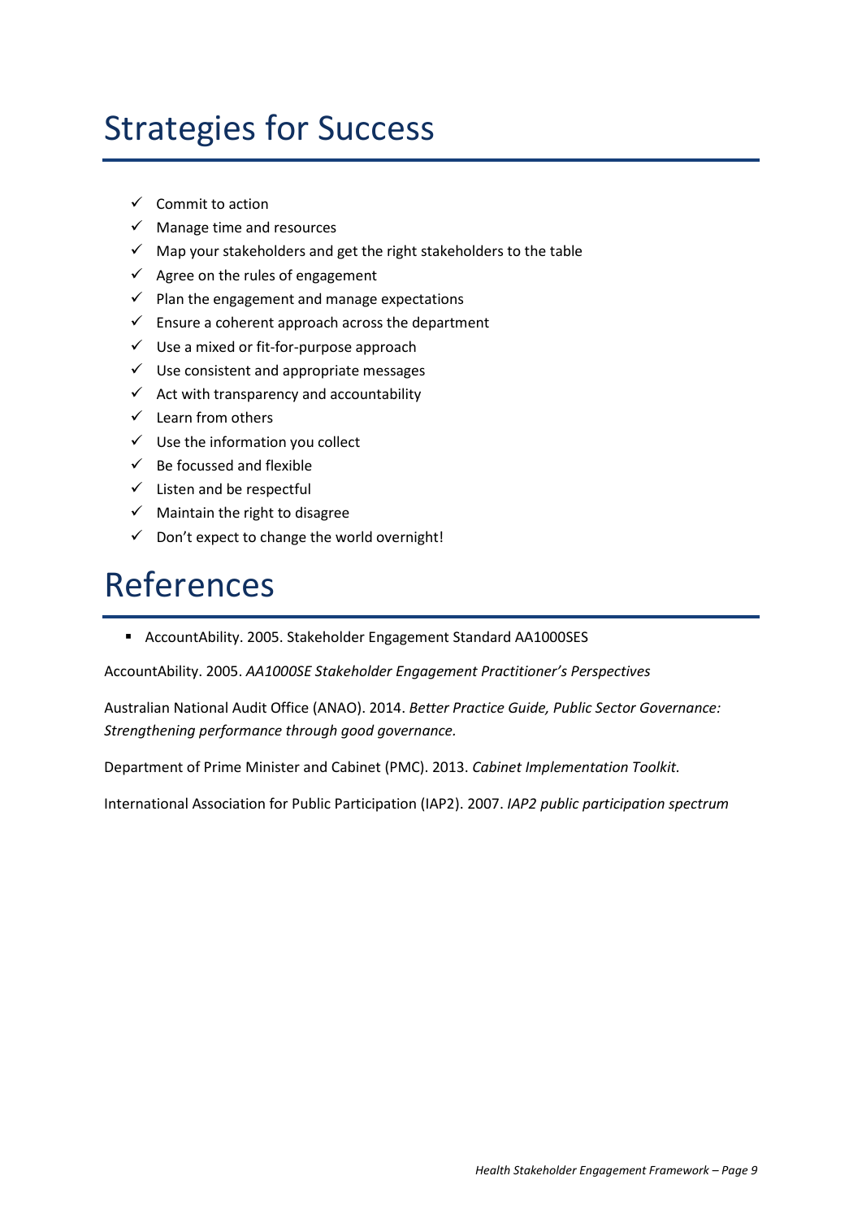# Strategies for Success

- ✓ Commit to action
- ✓ Manage time and resources
- ✓ Map your stakeholders and get the right stakeholders to the table
- ✓ Agree on the rules of engagement
- ✓ Plan the engagement and manage expectations
- ✓ Ensure a coherent approach across the department
- ✓ Use a mixed or fit-for-purpose approach
- ✓ Use consistent and appropriate messages
- ✓ Act with transparency and accountability
- ✓ Learn from others
- ✓ Use the information you collect
- ✓ Be focussed and flexible
- ✓ Listen and be respectful
- ✓ Maintain the right to disagree
- ✓ Don't expect to change the world overnight!

# References

- AccountAbility. 2005. Stakeholder Engagement Standard AA1000SES

AccountAbility. 2005. *AA1000SE Stakeholder Engagement Practitioner's Perspectives*

Australian National Audit Office (ANAO). 2014. *Better Practice Guide, Public Sector Governance: Strengthening performance through good governance.*

Department of Prime Minister and Cabinet (PMC). 2013. *Cabinet Implementation Toolkit.*

International Association for Public Participation (IAP2). 2007. *IAP2 public participation spectrum*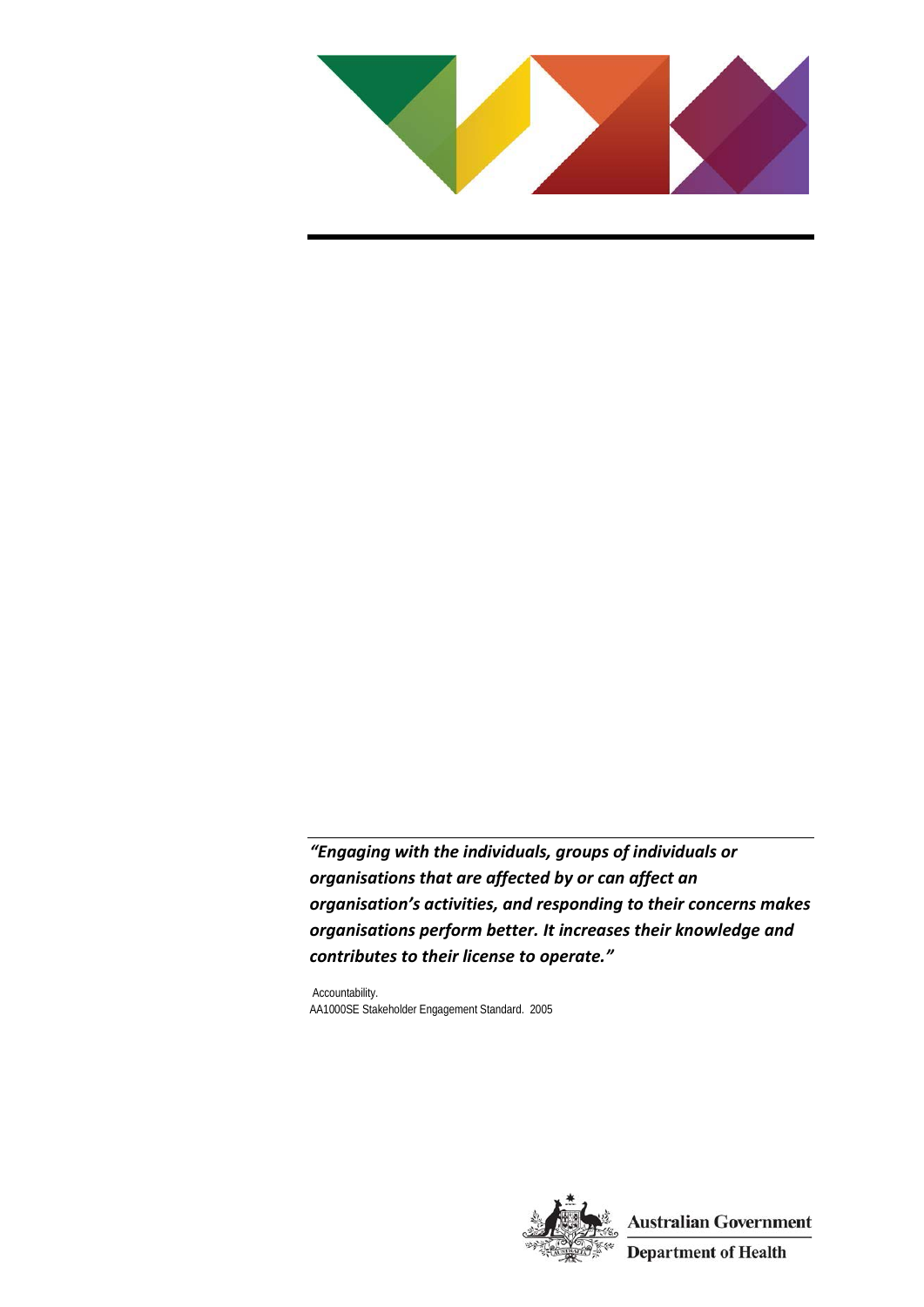***"Engaging with the individuals, groups of individuals or organisations that are affected by or can affect an organisation's activities, and responding to their concerns makes organisations perform better. It increases their knowledge and contributes to their license to operate."***

Accountability.
AA1000SE Stakeholder Engagement Standard. 2005

Australian Government
Department of Health